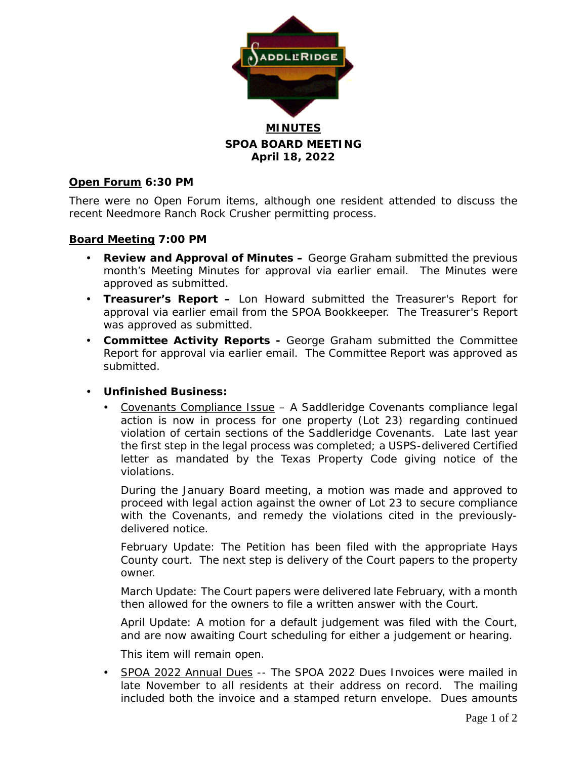# MINUTES

## SPOA BOARD MEETING

## April 18, 2022

**Open Forum 6:30 PM**

There were no Open Forum items, although one resident attended to discuss the recent Needmore Ranch Rock Crusher permitting process.

**Board Meeting 7:00 PM**

- **Review and Approval of Minutes –** George Graham submitted the previous month's Meeting Minutes for approval via earlier email. The Minutes were approved as submitted.
- **Treasurer's Report –** Lon Howard submitted the Treasurer's Report for approval via earlier email from the SPOA Bookkeeper. The Treasurer's Report was approved as submitted.
- **Committee Activity Reports -** George Graham submitted the Committee Report for approval via earlier email. The Committee Report was approved as submitted.

- **Unfinished Business:**
  - Covenants Compliance Issue – A Saddleridge Covenants compliance legal action is now in process for one property (Lot 23) regarding continued violation of certain sections of the Saddleridge Covenants. Late last year the first step in the legal process was completed; a USPS-delivered Certified letter as mandated by the Texas Property Code giving notice of the violations.

    During the January Board meeting, a motion was made and approved to proceed with legal action against the owner of Lot 23 to secure compliance with the Covenants, and remedy the violations cited in the previously-delivered notice.

    February Update: The Petition has been filed with the appropriate Hays County court. The next step is delivery of the Court papers to the property owner.

    March Update: The Court papers were delivered late February, with a month then allowed for the owners to file a written answer with the Court.

    April Update: A motion for a default judgement was filed with the Court, and are now awaiting Court scheduling for either a judgement or hearing.

    This item will remain open.

  - SPOA 2022 Annual Dues -- The SPOA 2022 Dues Invoices were mailed in late November to all residents at their address on record. The mailing included both the invoice and a stamped return envelope. Dues amounts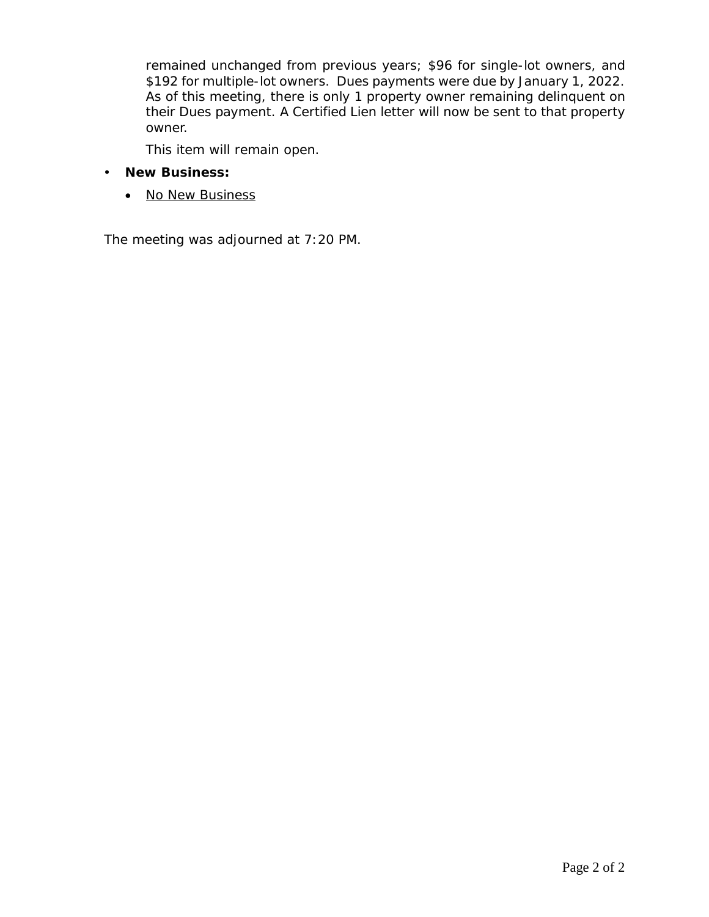remained unchanged from previous years; $96 for single-lot owners, and $192 for multiple-lot owners. Dues payments were due by January 1, 2022. As of this meeting, there is only 1 property owner remaining delinquent on their Dues payment. A Certified Lien letter will now be sent to that property owner.

  This item will remain open.

- **New Business:**
  - No New Business

The meeting was adjourned at 7:20 PM.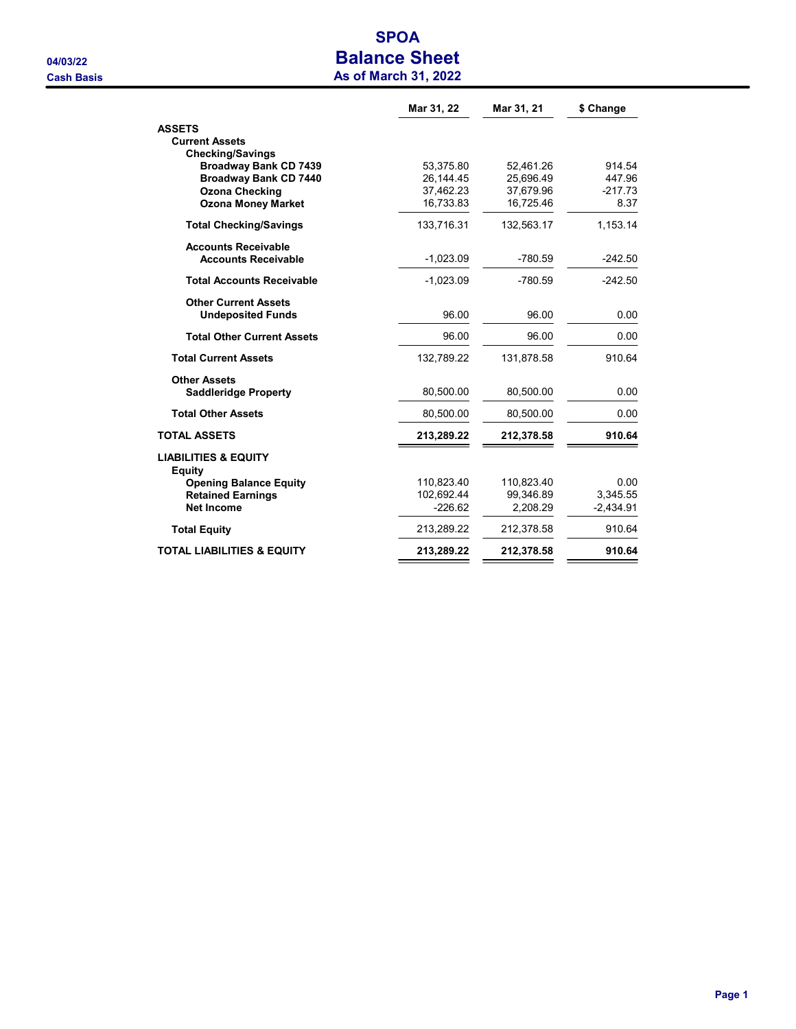# SPOA
## Balance Sheet
### As of March 31, 2022

04/03/22
Cash Basis

| | Mar 31, 22 | Mar 31, 21 | $ Change |
|---|---|---|---|
| **ASSETS** | | | |
| **Current Assets** | | | |
| **Checking/Savings** | | | |
| **Broadway Bank CD 7439** | 53,375.80 | 52,461.26 | 914.54 |
| **Broadway Bank CD 7440** | 26,144.45 | 25,696.49 | 447.96 |
| **Ozona Checking** | 37,462.23 | 37,679.96 | -217.73 |
| **Ozona Money Market** | 16,733.83 | 16,725.46 | 8.37 |
| **Total Checking/Savings** | 133,716.31 | 132,563.17 | 1,153.14 |
| **Accounts Receivable** | | | |
| **Accounts Receivable** | -1,023.09 | -780.59 | -242.50 |
| **Total Accounts Receivable** | -1,023.09 | -780.59 | -242.50 |
| **Other Current Assets** | | | |
| **Undeposited Funds** | 96.00 | 96.00 | 0.00 |
| **Total Other Current Assets** | 96.00 | 96.00 | 0.00 |
| **Total Current Assets** | 132,789.22 | 131,878.58 | 910.64 |
| **Other Assets** | | | |
| **Saddleridge Property** | 80,500.00 | 80,500.00 | 0.00 |
| **Total Other Assets** | 80,500.00 | 80,500.00 | 0.00 |
| **TOTAL ASSETS** | **213,289.22** | **212,378.58** | **910.64** |
| **LIABILITIES & EQUITY** | | | |
| **Equity** | | | |
| **Opening Balance Equity** | 110,823.40 | 110,823.40 | 0.00 |
| **Retained Earnings** | 102,692.44 | 99,346.89 | 3,345.55 |
| **Net Income** | -226.62 | 2,208.29 | -2,434.91 |
| **Total Equity** | 213,289.22 | 212,378.58 | 910.64 |
| **TOTAL LIABILITIES & EQUITY** | **213,289.22** | **212,378.58** | **910.64** |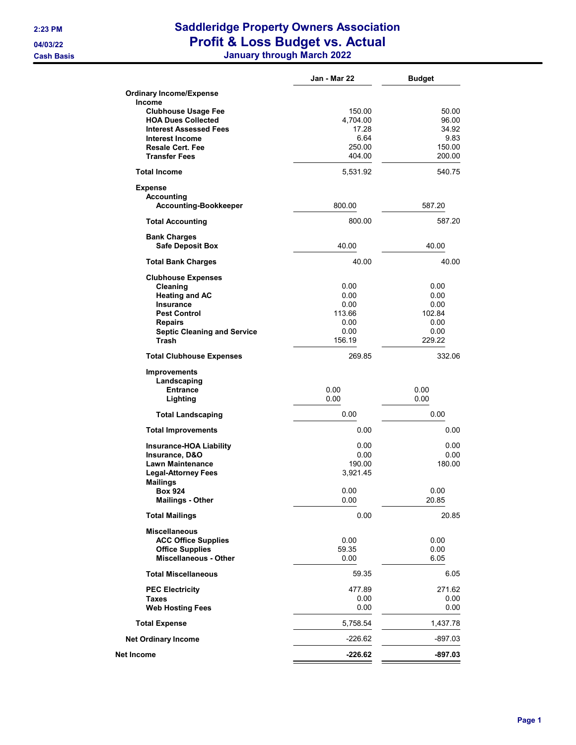# Saddleridge Property Owners Association
## Profit & Loss Budget vs. Actual
### January through March 2022

2:23 PM
04/03/22
Cash Basis

| | Jan - Mar 22 | Budget |
|---|---|---|
| **Ordinary Income/Expense** | | |
| **Income** | | |
| Clubhouse Usage Fee | 150.00 | 50.00 |
| HOA Dues Collected | 4,704.00 | 96.00 |
| Interest Assessed Fees | 17.28 | 34.92 |
| Interest Income | 6.64 | 9.83 |
| Resale Cert. Fee | 250.00 | 150.00 |
| Transfer Fees | 404.00 | 200.00 |
| **Total Income** | 5,531.92 | 540.75 |
| **Expense** | | |
| Accounting | | |
| Accounting-Bookkeeper | 800.00 | 587.20 |
| Total Accounting | 800.00 | 587.20 |
| Bank Charges | | |
| Safe Deposit Box | 40.00 | 40.00 |
| Total Bank Charges | 40.00 | 40.00 |
| Clubhouse Expenses | | |
| Cleaning | 0.00 | 0.00 |
| Heating and AC | 0.00 | 0.00 |
| Insurance | 0.00 | 0.00 |
| Pest Control | 113.66 | 102.84 |
| Repairs | 0.00 | 0.00 |
| Septic Cleaning and Service | 0.00 | 0.00 |
| Trash | 156.19 | 229.22 |
| Total Clubhouse Expenses | 269.85 | 332.06 |
| Improvements | | |
| Landscaping | | |
| Entrance | 0.00 | 0.00 |
| Lighting | 0.00 | 0.00 |
| Total Landscaping | 0.00 | 0.00 |
| Total Improvements | 0.00 | 0.00 |
| Insurance-HOA Liability | 0.00 | 0.00 |
| Insurance, D&O | 0.00 | 0.00 |
| Lawn Maintenance | 190.00 | 180.00 |
| Legal-Attorney Fees | 3,921.45 | |
| Mailings | | |
| Box 924 | 0.00 | 0.00 |
| Mailings - Other | 0.00 | 20.85 |
| Total Mailings | 0.00 | 20.85 |
| Miscellaneous | | |
| ACC Office Supplies | 0.00 | 0.00 |
| Office Supplies | 59.35 | 0.00 |
| Miscellaneous - Other | 0.00 | 6.05 |
| Total Miscellaneous | 59.35 | 6.05 |
| PEC Electricity | 477.89 | 271.62 |
| Taxes | 0.00 | 0.00 |
| Web Hosting Fees | 0.00 | 0.00 |
| **Total Expense** | 5,758.54 | 1,437.78 |
| **Net Ordinary Income** | -226.62 | -897.03 |
| **Net Income** | **-226.62** | **-897.03** |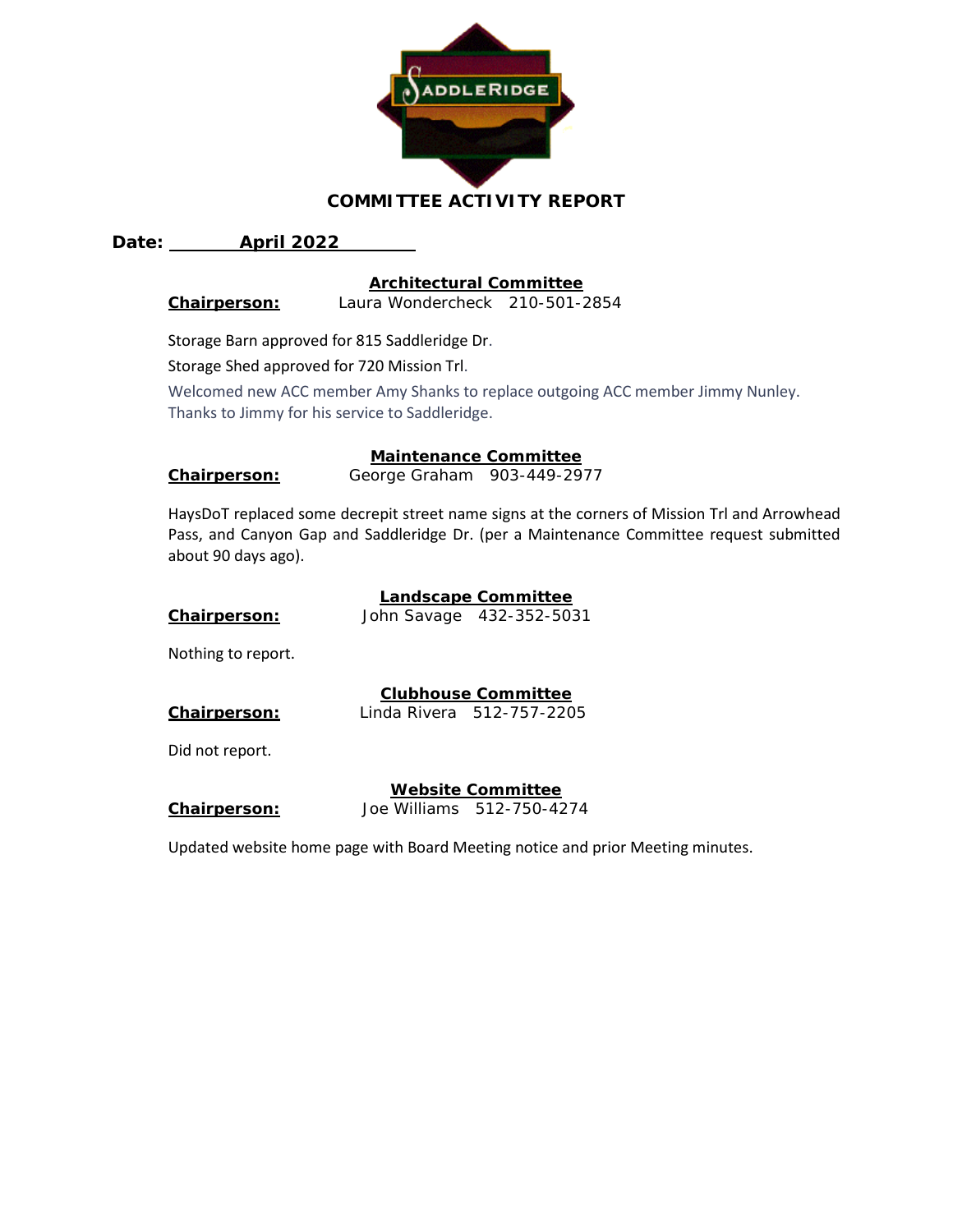SADDLERIDGE

# COMMITTEE ACTIVITY REPORT

**Date: April 2022**

## Architectural Committee

**Chairperson:** Laura Wondercheck 210-501-2854

Storage Barn approved for 815 Saddleridge Dr.

Storage Shed approved for 720 Mission Trl.

Welcomed new ACC member Amy Shanks to replace outgoing ACC member Jimmy Nunley. Thanks to Jimmy for his service to Saddleridge.

## Maintenance Committee

**Chairperson:** George Graham 903-449-2977

HaysDoT replaced some decrepit street name signs at the corners of Mission Trl and Arrowhead Pass, and Canyon Gap and Saddleridge Dr. (per a Maintenance Committee request submitted about 90 days ago).

## Landscape Committee

**Chairperson:** John Savage 432-352-5031

Nothing to report.

## Clubhouse Committee

**Chairperson:** Linda Rivera 512-757-2205

Did not report.

## Website Committee

**Chairperson:** Joe Williams 512-750-4274

Updated website home page with Board Meeting notice and prior Meeting minutes.